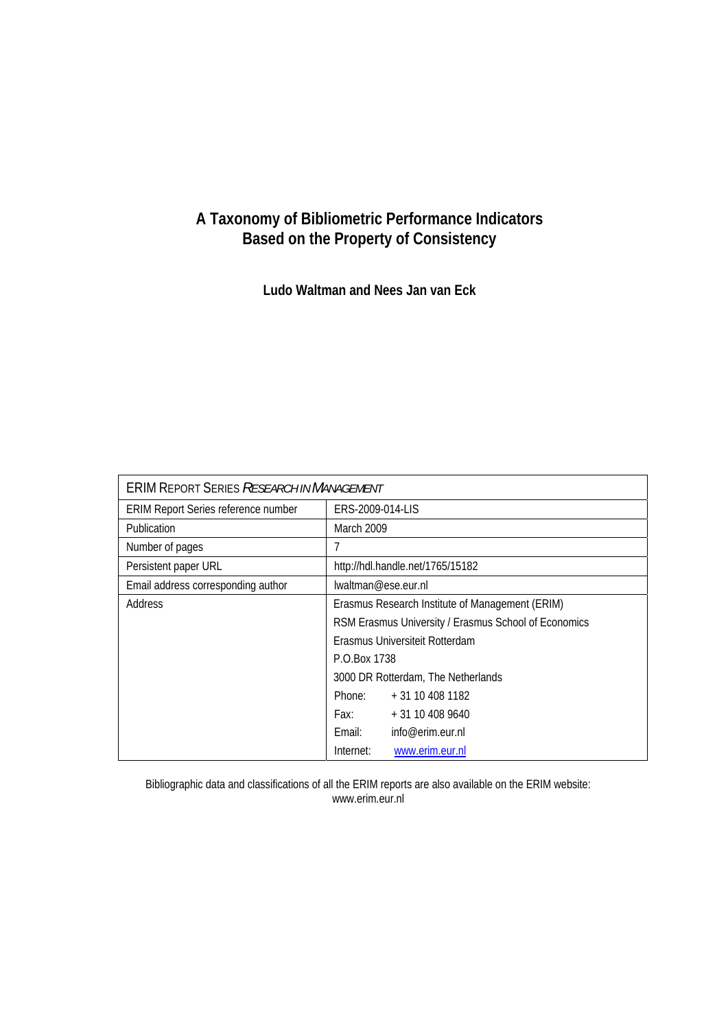# A Taxonomy of Bibliometric Performance Indicators Based on the Property of Consistency

**Ludo Waltman and Nees Jan van Eck**

| ERIM REPORT SERIES *RESEARCH IN MANAGEMENT* | |
|---|---|
| ERIM Report Series reference number | ERS-2009-014-LIS |
| Publication | March 2009 |
| Number of pages | 7 |
| Persistent paper URL | http://hdl.handle.net/1765/15182 |
| Email address corresponding author | lwaltman@ese.eur.nl |
| Address | Erasmus Research Institute of Management (ERIM) |
| | RSM Erasmus University / Erasmus School of Economics |
| | Erasmus Universiteit Rotterdam |
| | P.O.Box 1738 |
| | 3000 DR Rotterdam, The Netherlands |
| | Phone: + 31 10 408 1182 |
| | Fax: + 31 10 408 9640 |
| | Email: info@erim.eur.nl |
| | Internet: www.erim.eur.nl |

Bibliographic data and classifications of all the ERIM reports are also available on the ERIM website:
www.erim.eur.nl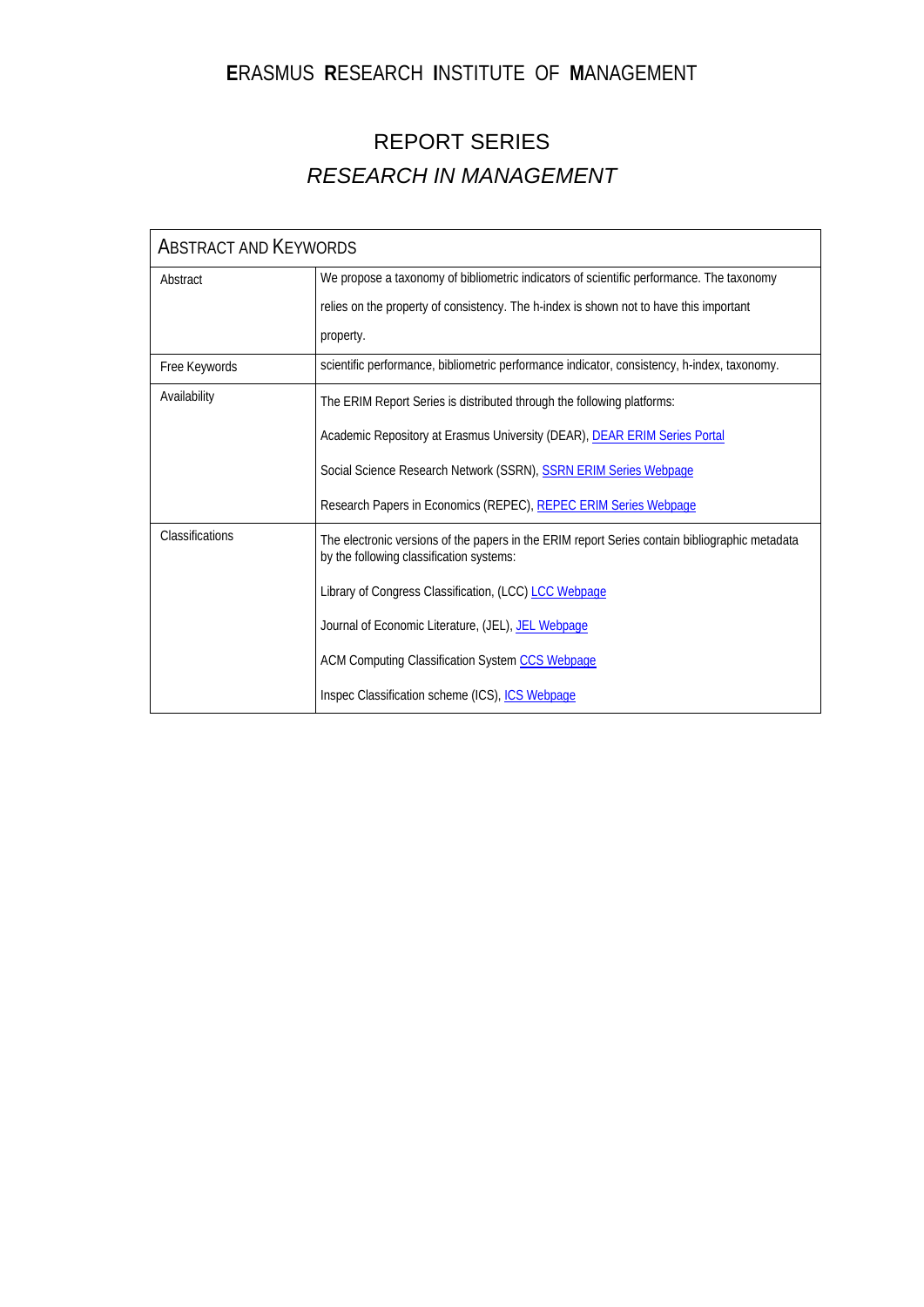# ERASMUS RESEARCH INSTITUTE OF MANAGEMENT

## REPORT SERIES
## *RESEARCH IN MANAGEMENT*

| ABSTRACT AND KEYWORDS | |
|---|---|
| Abstract | We propose a taxonomy of bibliometric indicators of scientific performance. The taxonomy relies on the property of consistency. The h-index is shown not to have this important property. |
| Free Keywords | scientific performance, bibliometric performance indicator, consistency, h-index, taxonomy. |
| Availability | The ERIM Report Series is distributed through the following platforms:<br><br>Academic Repository at Erasmus University (DEAR), DEAR ERIM Series Portal<br><br>Social Science Research Network (SSRN), SSRN ERIM Series Webpage<br><br>Research Papers in Economics (REPEC), REPEC ERIM Series Webpage |
| Classifications | The electronic versions of the papers in the ERIM report Series contain bibliographic metadata by the following classification systems:<br><br>Library of Congress Classification, (LCC) LCC Webpage<br><br>Journal of Economic Literature, (JEL), JEL Webpage<br><br>ACM Computing Classification System CCS Webpage<br><br>Inspec Classification scheme (ICS), ICS Webpage |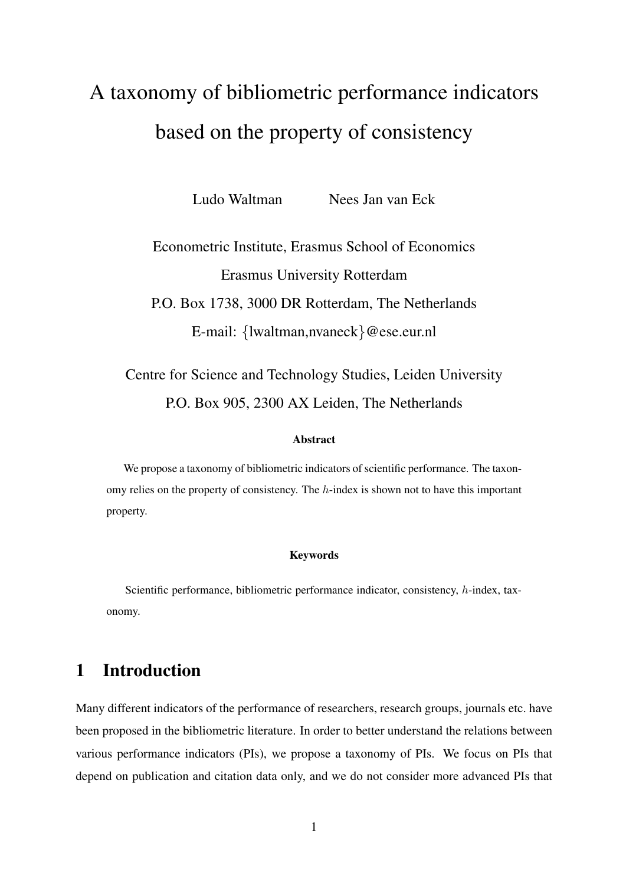# A taxonomy of bibliometric performance indicators based on the property of consistency

Ludo Waltman Nees Jan van Eck

Econometric Institute, Erasmus School of Economics

Erasmus University Rotterdam

P.O. Box 1738, 3000 DR Rotterdam, The Netherlands

E-mail: {lwaltman,nvaneck}@ese.eur.nl

Centre for Science and Technology Studies, Leiden University

P.O. Box 905, 2300 AX Leiden, The Netherlands

**Abstract**

We propose a taxonomy of bibliometric indicators of scientific performance. The taxonomy relies on the property of consistency. The $h$-index is shown not to have this important property.

**Keywords**

Scientific performance, bibliometric performance indicator, consistency, $h$-index, taxonomy.

## 1 Introduction

Many different indicators of the performance of researchers, research groups, journals etc. have been proposed in the bibliometric literature. In order to better understand the relations between various performance indicators (PIs), we propose a taxonomy of PIs. We focus on PIs that depend on publication and citation data only, and we do not consider more advanced PIs that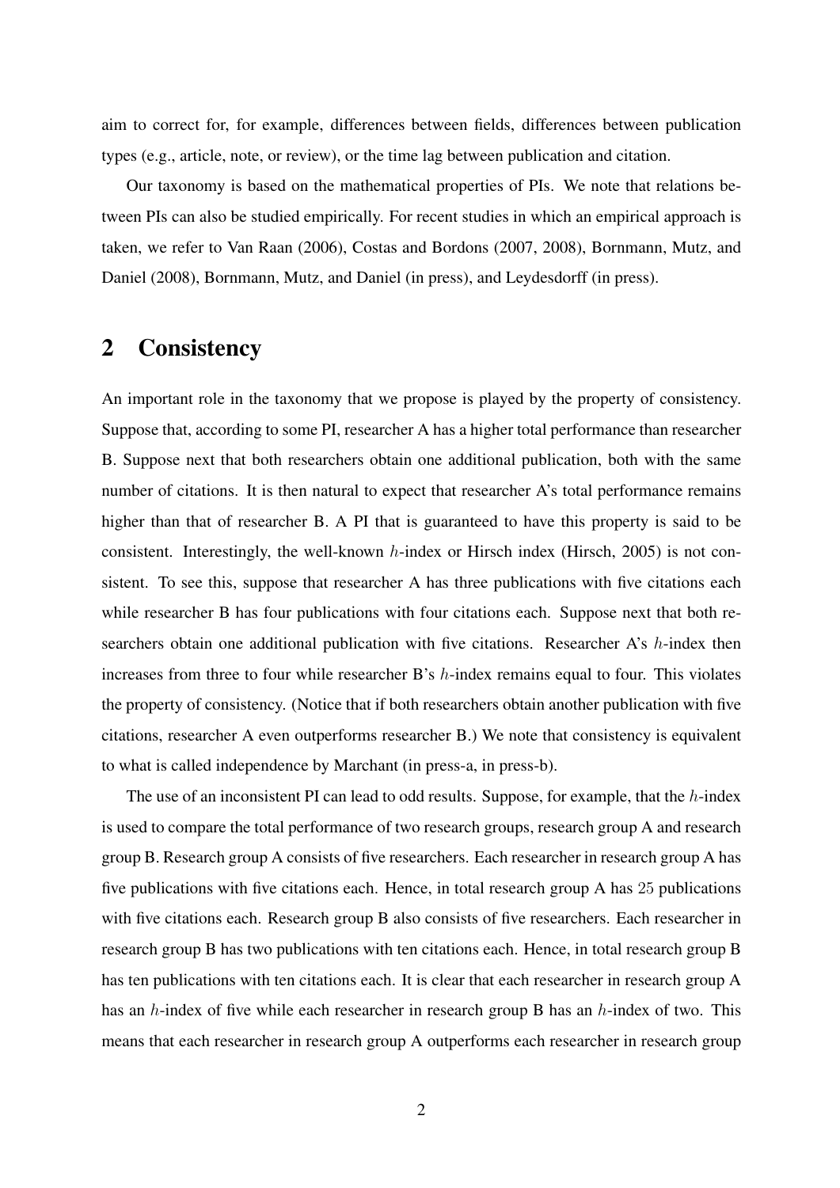aim to correct for, for example, differences between fields, differences between publication types (e.g., article, note, or review), or the time lag between publication and citation.

Our taxonomy is based on the mathematical properties of PIs. We note that relations between PIs can also be studied empirically. For recent studies in which an empirical approach is taken, we refer to Van Raan (2006), Costas and Bordons (2007, 2008), Bornmann, Mutz, and Daniel (2008), Bornmann, Mutz, and Daniel (in press), and Leydesdorff (in press).

## 2 Consistency

An important role in the taxonomy that we propose is played by the property of consistency. Suppose that, according to some PI, researcher A has a higher total performance than researcher B. Suppose next that both researchers obtain one additional publication, both with the same number of citations. It is then natural to expect that researcher A's total performance remains higher than that of researcher B. A PI that is guaranteed to have this property is said to be consistent. Interestingly, the well-known $h$-index or Hirsch index (Hirsch, 2005) is not consistent. To see this, suppose that researcher A has three publications with five citations each while researcher B has four publications with four citations each. Suppose next that both researchers obtain one additional publication with five citations. Researcher A's $h$-index then increases from three to four while researcher B's $h$-index remains equal to four. This violates the property of consistency. (Notice that if both researchers obtain another publication with five citations, researcher A even outperforms researcher B.) We note that consistency is equivalent to what is called independence by Marchant (in press-a, in press-b).

The use of an inconsistent PI can lead to odd results. Suppose, for example, that the $h$-index is used to compare the total performance of two research groups, research group A and research group B. Research group A consists of five researchers. Each researcher in research group A has five publications with five citations each. Hence, in total research group A has $25$ publications with five citations each. Research group B also consists of five researchers. Each researcher in research group B has two publications with ten citations each. Hence, in total research group B has ten publications with ten citations each. It is clear that each researcher in research group A has an $h$-index of five while each researcher in research group B has an $h$-index of two. This means that each researcher in research group A outperforms each researcher in research group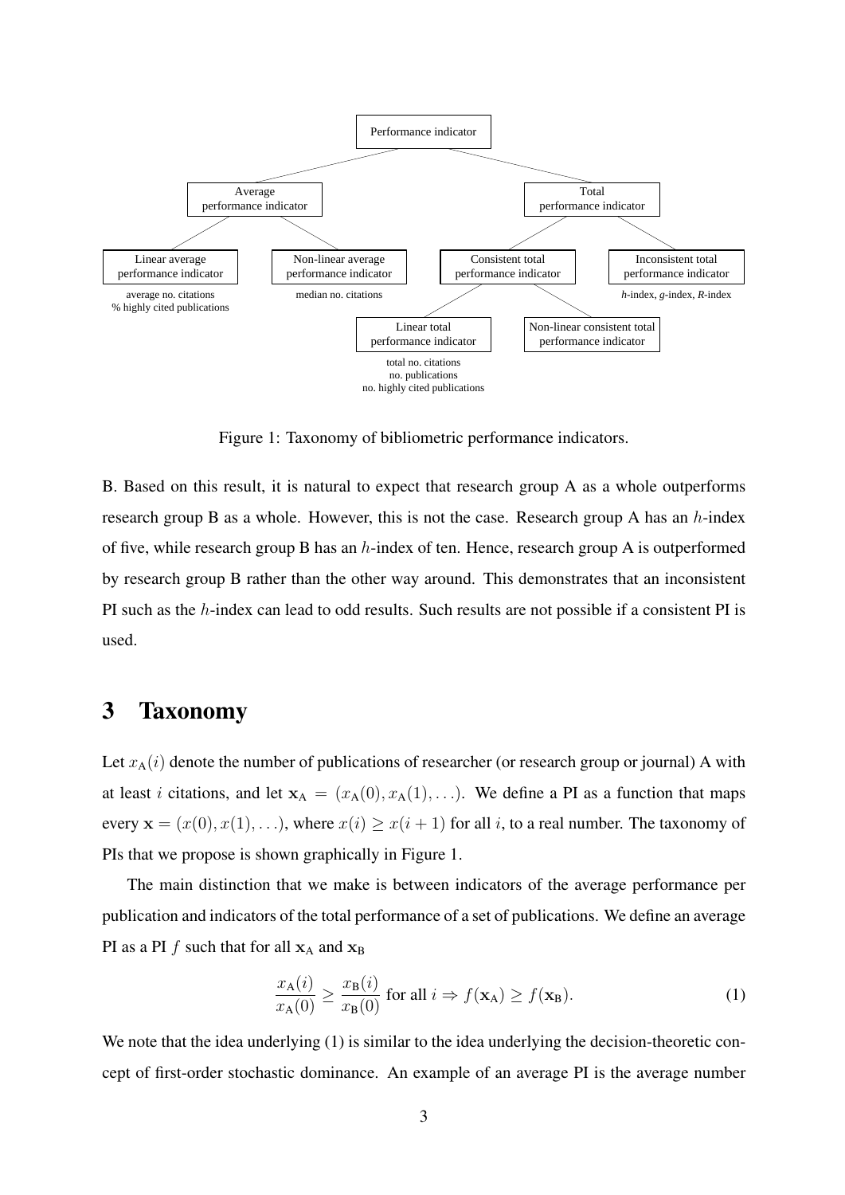- Performance indicator
  - Average performance indicator
    - Linear average performance indicator
      - average no. citations
      - % highly cited publications
    - Non-linear average performance indicator
      - median no. citations
  - Total performance indicator
    - Consistent total performance indicator
      - Linear total performance indicator
        - total no. citations
        - no. publications
        - no. highly cited publications
      - Non-linear consistent total performance indicator
    - Inconsistent total performance indicator
      - *h*-index, *g*-index, *R*-index

Figure 1: Taxonomy of bibliometric performance indicators.

B. Based on this result, it is natural to expect that research group A as a whole outperforms research group B as a whole. However, this is not the case. Research group A has an $h$-index of five, while research group B has an $h$-index of ten. Hence, research group A is outperformed by research group B rather than the other way around. This demonstrates that an inconsistent PI such as the $h$-index can lead to odd results. Such results are not possible if a consistent PI is used.

## 3 Taxonomy

Let $x_{\mathrm{A}}(i)$ denote the number of publications of researcher (or research group or journal) A with at least $i$ citations, and let $\mathbf{x}_{\mathrm{A}} = (x_{\mathrm{A}}(0), x_{\mathrm{A}}(1), \ldots)$. We define a PI as a function that maps every $\mathbf{x} = (x(0), x(1), \ldots)$, where $x(i) \geq x(i+1)$ for all $i$, to a real number. The taxonomy of PIs that we propose is shown graphically in Figure 1.

The main distinction that we make is between indicators of the average performance per publication and indicators of the total performance of a set of publications. We define an average PI as a PI $f$ such that for all $\mathbf{x}_{\mathrm{A}}$ and $\mathbf{x}_{\mathrm{B}}$

$$\frac{x_{\mathrm{A}}(i)}{x_{\mathrm{A}}(0)} \geq \frac{x_{\mathrm{B}}(i)}{x_{\mathrm{B}}(0)} \text{ for all } i \Rightarrow f(\mathbf{x}_{\mathrm{A}}) \geq f(\mathbf{x}_{\mathrm{B}}). \tag{1}$$

We note that the idea underlying (1) is similar to the idea underlying the decision-theoretic concept of first-order stochastic dominance. An example of an average PI is the average number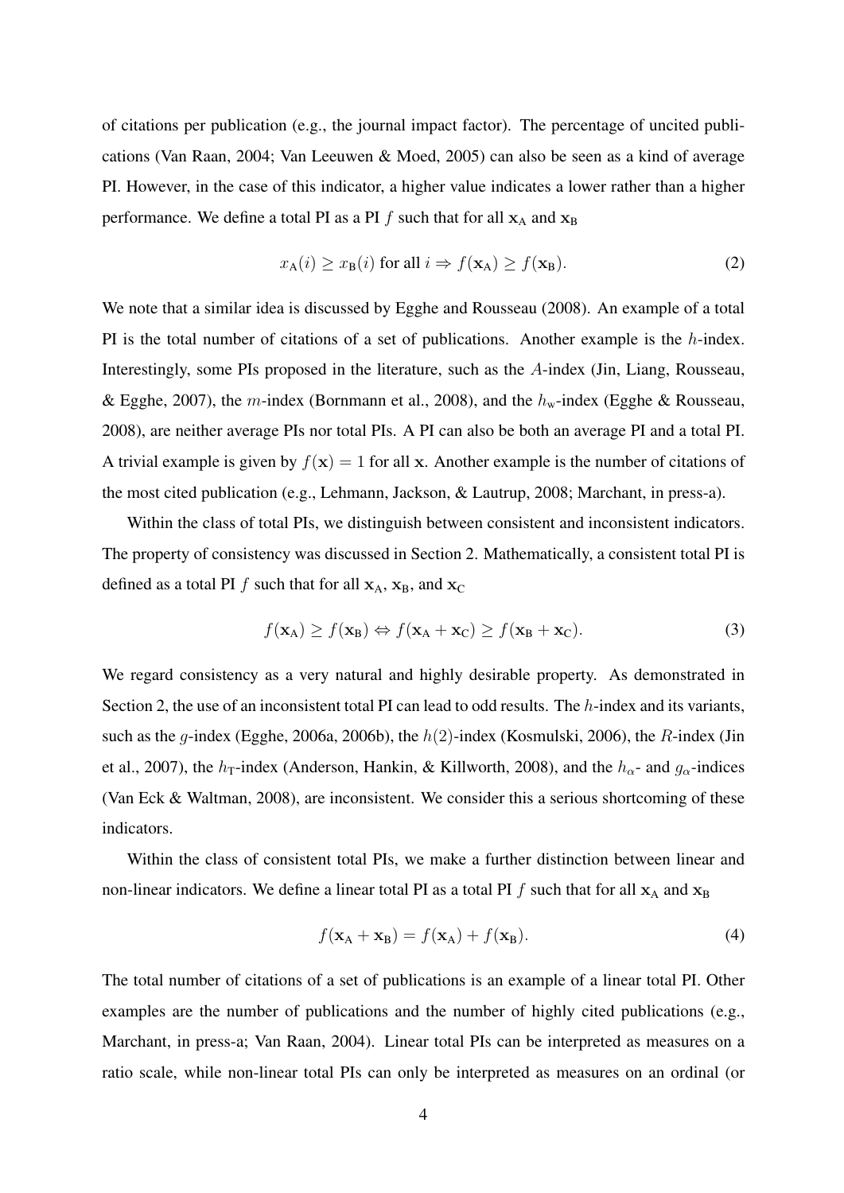of citations per publication (e.g., the journal impact factor). The percentage of uncited publications (Van Raan, 2004; Van Leeuwen & Moed, 2005) can also be seen as a kind of average PI. However, in the case of this indicator, a higher value indicates a lower rather than a higher performance. We define a total PI as a PI $f$ such that for all $\mathbf{x}_\text{A}$ and $\mathbf{x}_\text{B}$

$$x_\text{A}(i) \geq x_\text{B}(i) \text{ for all } i \Rightarrow f(\mathbf{x}_\text{A}) \geq f(\mathbf{x}_\text{B}). \tag{2}$$

We note that a similar idea is discussed by Egghe and Rousseau (2008). An example of a total PI is the total number of citations of a set of publications. Another example is the $h$-index. Interestingly, some PIs proposed in the literature, such as the $A$-index (Jin, Liang, Rousseau, & Egghe, 2007), the $m$-index (Bornmann et al., 2008), and the $h_\text{w}$-index (Egghe & Rousseau, 2008), are neither average PIs nor total PIs. A PI can also be both an average PI and a total PI. A trivial example is given by $f(\mathbf{x}) = 1$ for all $\mathbf{x}$. Another example is the number of citations of the most cited publication (e.g., Lehmann, Jackson, & Lautrup, 2008; Marchant, in press-a).

Within the class of total PIs, we distinguish between consistent and inconsistent indicators. The property of consistency was discussed in Section 2. Mathematically, a consistent total PI is defined as a total PI $f$ such that for all $\mathbf{x}_\text{A}$, $\mathbf{x}_\text{B}$, and $\mathbf{x}_\text{C}$

$$f(\mathbf{x}_\text{A}) \geq f(\mathbf{x}_\text{B}) \Leftrightarrow f(\mathbf{x}_\text{A} + \mathbf{x}_\text{C}) \geq f(\mathbf{x}_\text{B} + \mathbf{x}_\text{C}). \tag{3}$$

We regard consistency as a very natural and highly desirable property. As demonstrated in Section 2, the use of an inconsistent total PI can lead to odd results. The $h$-index and its variants, such as the $g$-index (Egghe, 2006a, 2006b), the $h(2)$-index (Kosmulski, 2006), the $R$-index (Jin et al., 2007), the $h_\text{T}$-index (Anderson, Hankin, & Killworth, 2008), and the $h_\alpha$- and $g_\alpha$-indices (Van Eck & Waltman, 2008), are inconsistent. We consider this a serious shortcoming of these indicators.

Within the class of consistent total PIs, we make a further distinction between linear and non-linear indicators. We define a linear total PI as a total PI $f$ such that for all $\mathbf{x}_\text{A}$ and $\mathbf{x}_\text{B}$

$$f(\mathbf{x}_\text{A} + \mathbf{x}_\text{B}) = f(\mathbf{x}_\text{A}) + f(\mathbf{x}_\text{B}). \tag{4}$$

The total number of citations of a set of publications is an example of a linear total PI. Other examples are the number of publications and the number of highly cited publications (e.g., Marchant, in press-a; Van Raan, 2004). Linear total PIs can be interpreted as measures on a ratio scale, while non-linear total PIs can only be interpreted as measures on an ordinal (or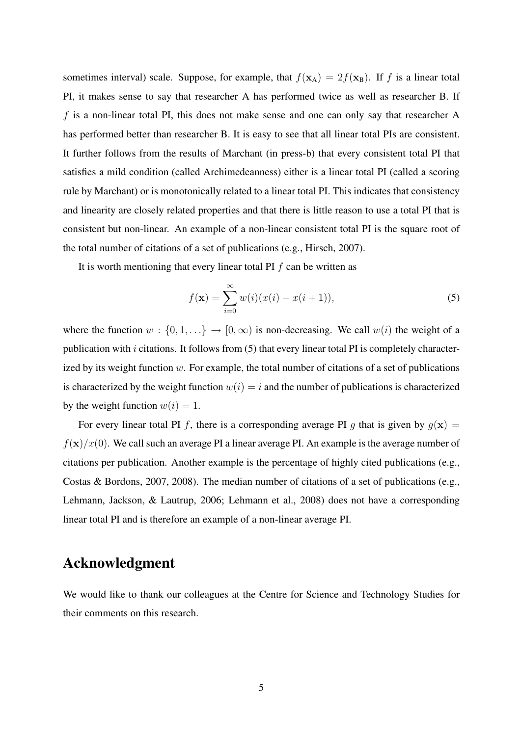sometimes interval) scale. Suppose, for example, that $f(\mathbf{x}_\text{A}) = 2f(\mathbf{x}_\text{B})$. If $f$ is a linear total PI, it makes sense to say that researcher A has performed twice as well as researcher B. If $f$ is a non-linear total PI, this does not make sense and one can only say that researcher A has performed better than researcher B. It is easy to see that all linear total PIs are consistent. It further follows from the results of Marchant (in press-b) that every consistent total PI that satisfies a mild condition (called Archimedeanness) either is a linear total PI (called a scoring rule by Marchant) or is monotonically related to a linear total PI. This indicates that consistency and linearity are closely related properties and that there is little reason to use a total PI that is consistent but non-linear. An example of a non-linear consistent total PI is the square root of the total number of citations of a set of publications (e.g., Hirsch, 2007).

It is worth mentioning that every linear total PI $f$ can be written as

$$f(\mathbf{x}) = \sum_{i=0}^{\infty} w(i)(x(i) - x(i+1)), \tag{5}$$

where the function $w : \{0, 1, \ldots\} \to [0, \infty)$ is non-decreasing. We call $w(i)$ the weight of a publication with $i$ citations. It follows from (5) that every linear total PI is completely characterized by its weight function $w$. For example, the total number of citations of a set of publications is characterized by the weight function $w(i) = i$ and the number of publications is characterized by the weight function $w(i) = 1$.

For every linear total PI $f$, there is a corresponding average PI $g$ that is given by $g(\mathbf{x}) = f(\mathbf{x})/x(0)$. We call such an average PI a linear average PI. An example is the average number of citations per publication. Another example is the percentage of highly cited publications (e.g., Costas & Bordons, 2007, 2008). The median number of citations of a set of publications (e.g., Lehmann, Jackson, & Lautrup, 2006; Lehmann et al., 2008) does not have a corresponding linear total PI and is therefore an example of a non-linear average PI.

## Acknowledgment

We would like to thank our colleagues at the Centre for Science and Technology Studies for their comments on this research.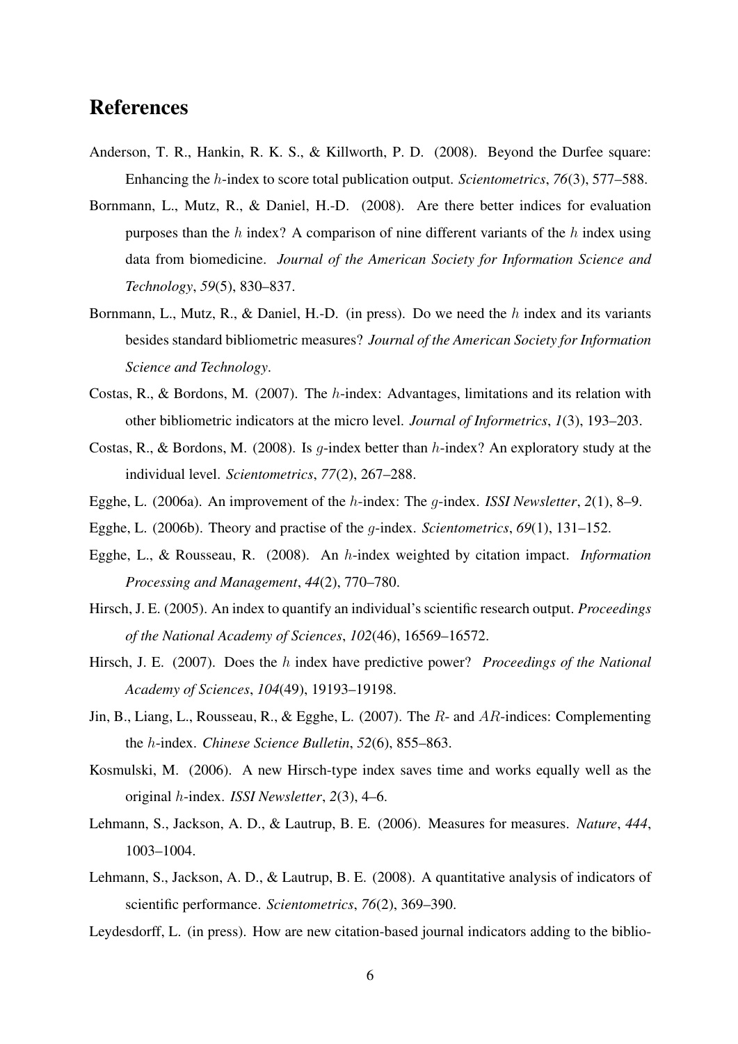## References

Anderson, T. R., Hankin, R. K. S., & Killworth, P. D. (2008). Beyond the Durfee square: Enhancing the $h$-index to score total publication output. *Scientometrics*, *76*(3), 577–588.

Bornmann, L., Mutz, R., & Daniel, H.-D. (2008). Are there better indices for evaluation purposes than the $h$ index? A comparison of nine different variants of the $h$ index using data from biomedicine. *Journal of the American Society for Information Science and Technology*, *59*(5), 830–837.

Bornmann, L., Mutz, R., & Daniel, H.-D. (in press). Do we need the $h$ index and its variants besides standard bibliometric measures? *Journal of the American Society for Information Science and Technology*.

Costas, R., & Bordons, M. (2007). The $h$-index: Advantages, limitations and its relation with other bibliometric indicators at the micro level. *Journal of Informetrics*, *1*(3), 193–203.

Costas, R., & Bordons, M. (2008). Is $g$-index better than $h$-index? An exploratory study at the individual level. *Scientometrics*, *77*(2), 267–288.

Egghe, L. (2006a). An improvement of the $h$-index: The $g$-index. *ISSI Newsletter*, *2*(1), 8–9.

Egghe, L. (2006b). Theory and practise of the $g$-index. *Scientometrics*, *69*(1), 131–152.

Egghe, L., & Rousseau, R. (2008). An $h$-index weighted by citation impact. *Information Processing and Management*, *44*(2), 770–780.

Hirsch, J. E. (2005). An index to quantify an individual's scientific research output. *Proceedings of the National Academy of Sciences*, *102*(46), 16569–16572.

Hirsch, J. E. (2007). Does the $h$ index have predictive power? *Proceedings of the National Academy of Sciences*, *104*(49), 19193–19198.

Jin, B., Liang, L., Rousseau, R., & Egghe, L. (2007). The $R$- and $AR$-indices: Complementing the $h$-index. *Chinese Science Bulletin*, *52*(6), 855–863.

Kosmulski, M. (2006). A new Hirsch-type index saves time and works equally well as the original $h$-index. *ISSI Newsletter*, *2*(3), 4–6.

Lehmann, S., Jackson, A. D., & Lautrup, B. E. (2006). Measures for measures. *Nature*, *444*, 1003–1004.

Lehmann, S., Jackson, A. D., & Lautrup, B. E. (2008). A quantitative analysis of indicators of scientific performance. *Scientometrics*, *76*(2), 369–390.

Leydesdorff, L. (in press). How are new citation-based journal indicators adding to the biblio-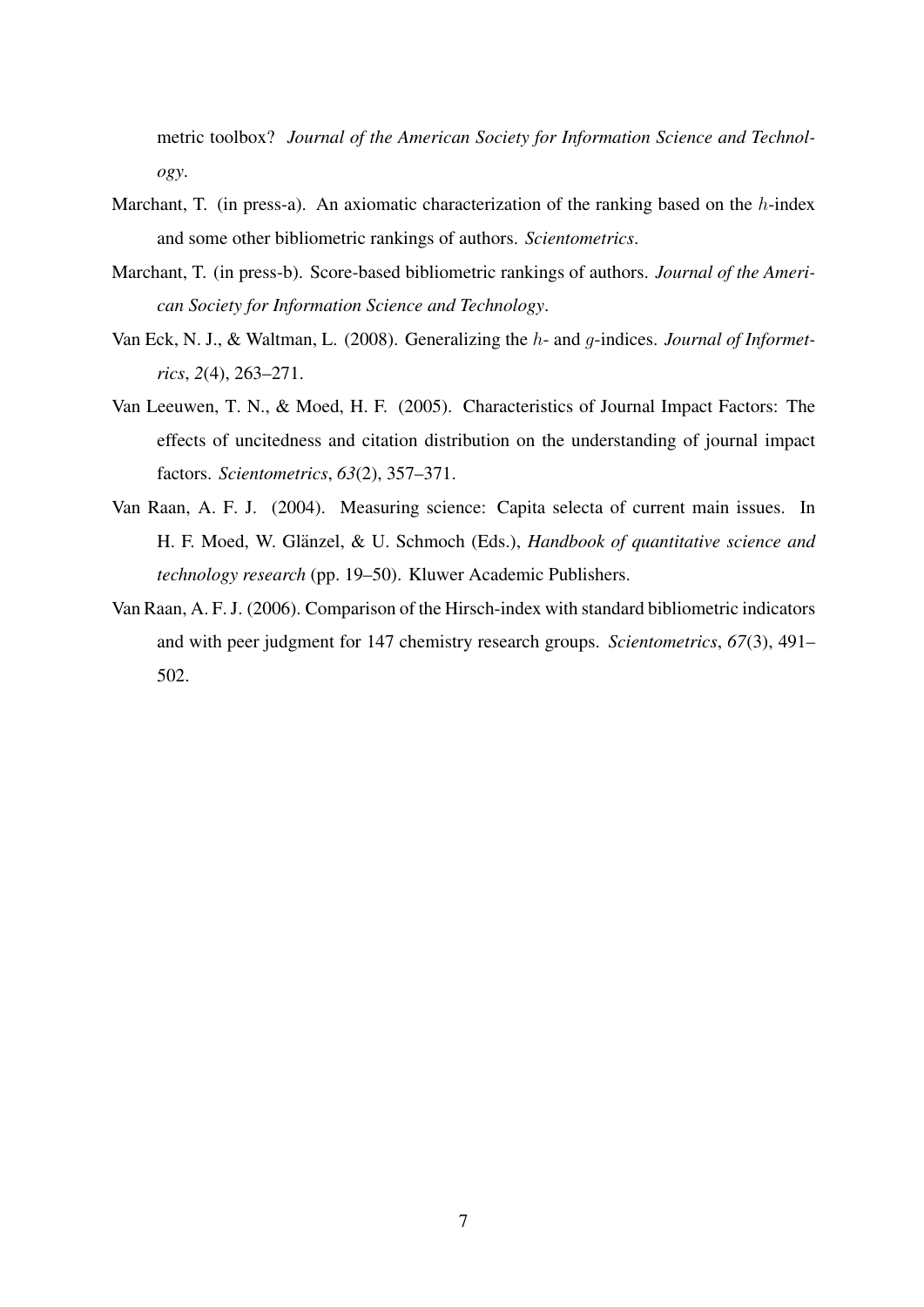metric toolbox? *Journal of the American Society for Information Science and Technology*.

Marchant, T. (in press-a). An axiomatic characterization of the ranking based on the $h$-index and some other bibliometric rankings of authors. *Scientometrics*.

Marchant, T. (in press-b). Score-based bibliometric rankings of authors. *Journal of the American Society for Information Science and Technology*.

Van Eck, N. J., & Waltman, L. (2008). Generalizing the $h$- and $g$-indices. *Journal of Informetrics*, *2*(4), 263–271.

Van Leeuwen, T. N., & Moed, H. F. (2005). Characteristics of Journal Impact Factors: The effects of uncitedness and citation distribution on the understanding of journal impact factors. *Scientometrics*, *63*(2), 357–371.

Van Raan, A. F. J. (2004). Measuring science: Capita selecta of current main issues. In H. F. Moed, W. Glänzel, & U. Schmoch (Eds.), *Handbook of quantitative science and technology research* (pp. 19–50). Kluwer Academic Publishers.

Van Raan, A. F. J. (2006). Comparison of the Hirsch-index with standard bibliometric indicators and with peer judgment for 147 chemistry research groups. *Scientometrics*, *67*(3), 491–502.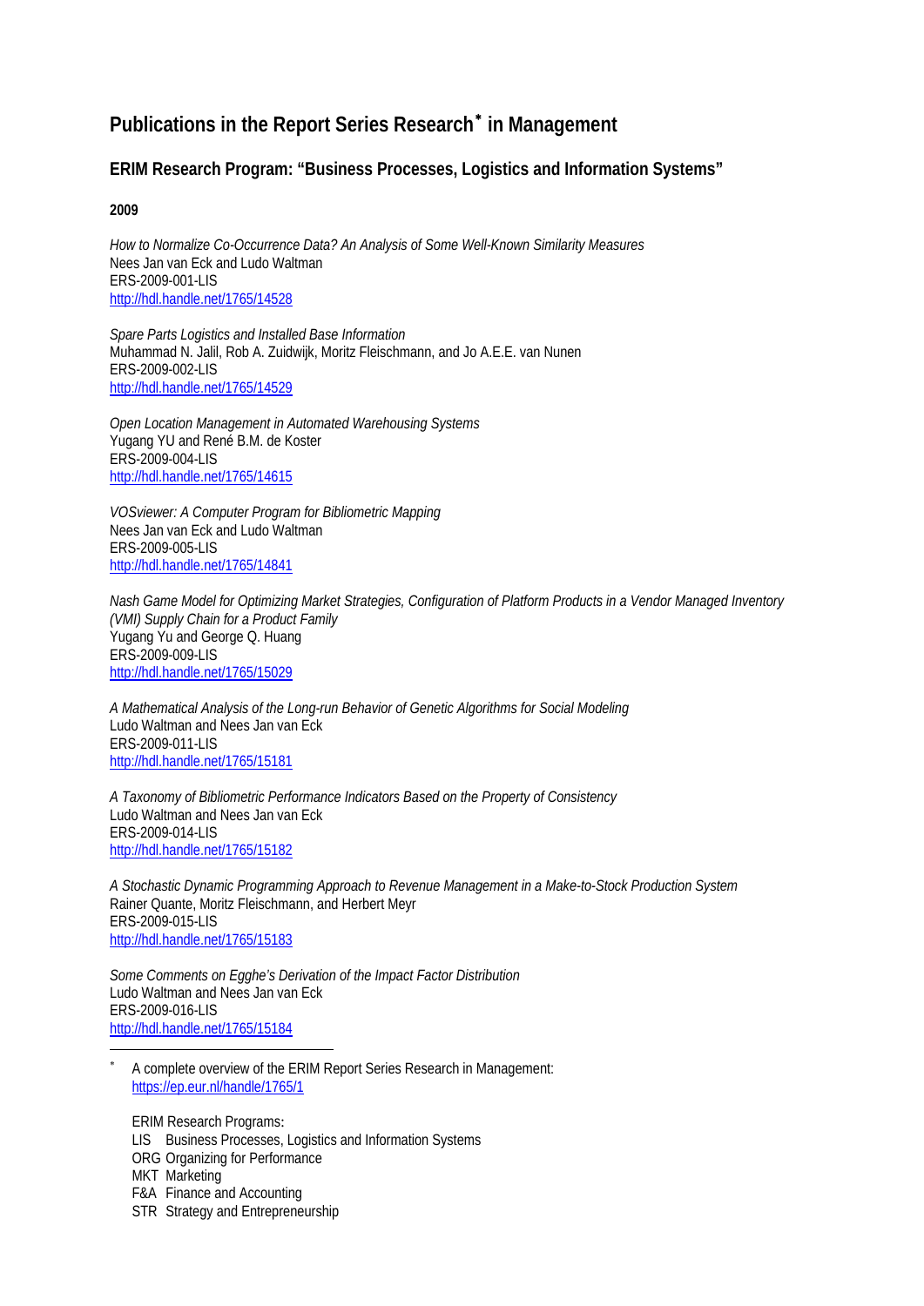# Publications in the Report Series Research[*] in Management

## ERIM Research Program: "Business Processes, Logistics and Information Systems"

**2009**

*How to Normalize Co-Occurrence Data? An Analysis of Some Well-Known Similarity Measures*
Nees Jan van Eck and Ludo Waltman
ERS-2009-001-LIS
http://hdl.handle.net/1765/14528

*Spare Parts Logistics and Installed Base Information*
Muhammad N. Jalil, Rob A. Zuidwijk, Moritz Fleischmann, and Jo A.E.E. van Nunen
ERS-2009-002-LIS
http://hdl.handle.net/1765/14529

*Open Location Management in Automated Warehousing Systems*
Yugang YU and René B.M. de Koster
ERS-2009-004-LIS
http://hdl.handle.net/1765/14615

*VOSviewer: A Computer Program for Bibliometric Mapping*
Nees Jan van Eck and Ludo Waltman
ERS-2009-005-LIS
http://hdl.handle.net/1765/14841

*Nash Game Model for Optimizing Market Strategies, Configuration of Platform Products in a Vendor Managed Inventory (VMI) Supply Chain for a Product Family*
Yugang Yu and George Q. Huang
ERS-2009-009-LIS
http://hdl.handle.net/1765/15029

*A Mathematical Analysis of the Long-run Behavior of Genetic Algorithms for Social Modeling*
Ludo Waltman and Nees Jan van Eck
ERS-2009-011-LIS
http://hdl.handle.net/1765/15181

*A Taxonomy of Bibliometric Performance Indicators Based on the Property of Consistency*
Ludo Waltman and Nees Jan van Eck
ERS-2009-014-LIS
http://hdl.handle.net/1765/15182

*A Stochastic Dynamic Programming Approach to Revenue Management in a Make-to-Stock Production System*
Rainer Quante, Moritz Fleischmann, and Herbert Meyr
ERS-2009-015-LIS
http://hdl.handle.net/1765/15183

*Some Comments on Egghe's Derivation of the Impact Factor Distribution*
Ludo Waltman and Nees Jan van Eck
ERS-2009-016-LIS
http://hdl.handle.net/1765/15184

---

[*] A complete overview of the ERIM Report Series Research in Management:
https://ep.eur.nl/handle/1765/1

ERIM Research Programs:
LIS Business Processes, Logistics and Information Systems
ORG Organizing for Performance
MKT Marketing
F&A Finance and Accounting
STR Strategy and Entrepreneurship